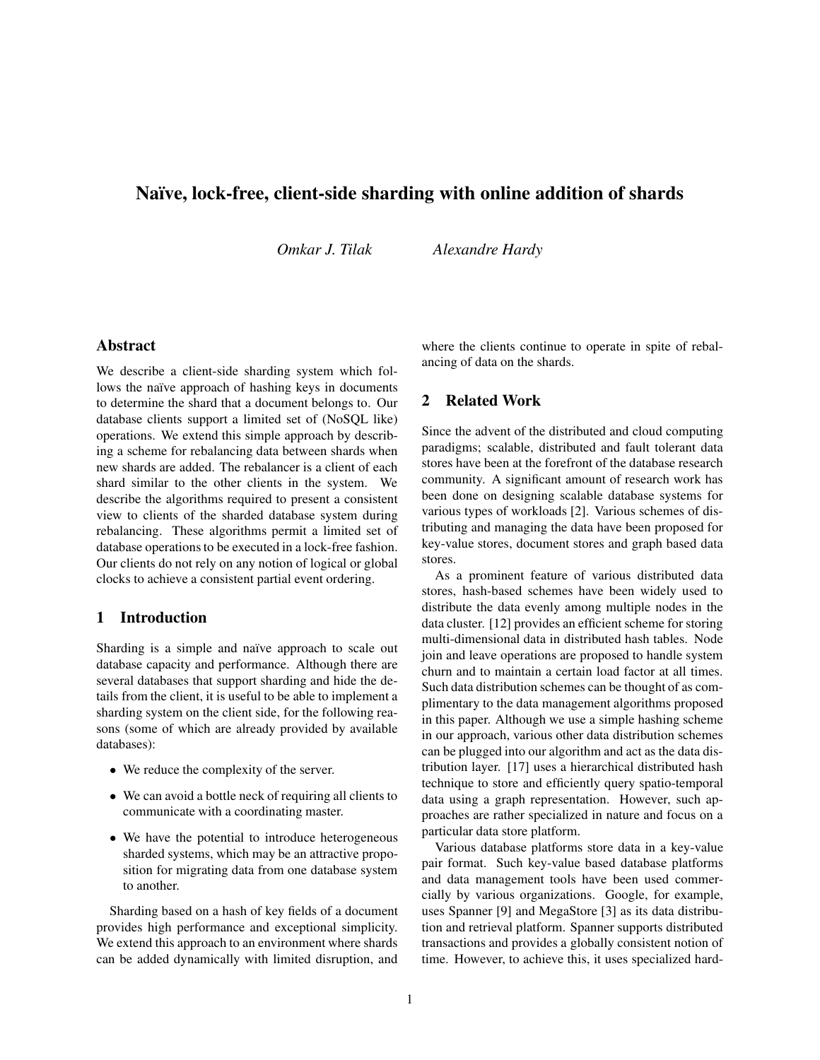# Naïve, lock-free, client-side sharding with online addition of shards

*Omkar J. Tilak* *Alexandre Hardy*

## Abstract

We describe a client-side sharding system which follows the naïve approach of hashing keys in documents to determine the shard that a document belongs to. Our database clients support a limited set of (NoSQL like) operations. We extend this simple approach by describing a scheme for rebalancing data between shards when new shards are added. The rebalancer is a client of each shard similar to the other clients in the system. We describe the algorithms required to present a consistent view to clients of the sharded database system during rebalancing. These algorithms permit a limited set of database operations to be executed in a lock-free fashion. Our clients do not rely on any notion of logical or global clocks to achieve a consistent partial event ordering.

## 1 Introduction

Sharding is a simple and naïve approach to scale out database capacity and performance. Although there are several databases that support sharding and hide the details from the client, it is useful to be able to implement a sharding system on the client side, for the following reasons (some of which are already provided by available databases):

- We reduce the complexity of the server.
- We can avoid a bottle neck of requiring all clients to communicate with a coordinating master.
- We have the potential to introduce heterogeneous sharded systems, which may be an attractive proposition for migrating data from one database system to another.

Sharding based on a hash of key fields of a document provides high performance and exceptional simplicity. We extend this approach to an environment where shards can be added dynamically with limited disruption, and where the clients continue to operate in spite of rebalancing of data on the shards.

## 2 Related Work

Since the advent of the distributed and cloud computing paradigms; scalable, distributed and fault tolerant data stores have been at the forefront of the database research community. A significant amount of research work has been done on designing scalable database systems for various types of workloads [2]. Various schemes of distributing and managing the data have been proposed for key-value stores, document stores and graph based data stores.

As a prominent feature of various distributed data stores, hash-based schemes have been widely used to distribute the data evenly among multiple nodes in the data cluster. [12] provides an efficient scheme for storing multi-dimensional data in distributed hash tables. Node join and leave operations are proposed to handle system churn and to maintain a certain load factor at all times. Such data distribution schemes can be thought of as complimentary to the data management algorithms proposed in this paper. Although we use a simple hashing scheme in our approach, various other data distribution schemes can be plugged into our algorithm and act as the data distribution layer. [17] uses a hierarchical distributed hash technique to store and efficiently query spatio-temporal data using a graph representation. However, such approaches are rather specialized in nature and focus on a particular data store platform.

Various database platforms store data in a key-value pair format. Such key-value based database platforms and data management tools have been used commercially by various organizations. Google, for example, uses Spanner [9] and MegaStore [3] as its data distribution and retrieval platform. Spanner supports distributed transactions and provides a globally consistent notion of time. However, to achieve this, it uses specialized hard-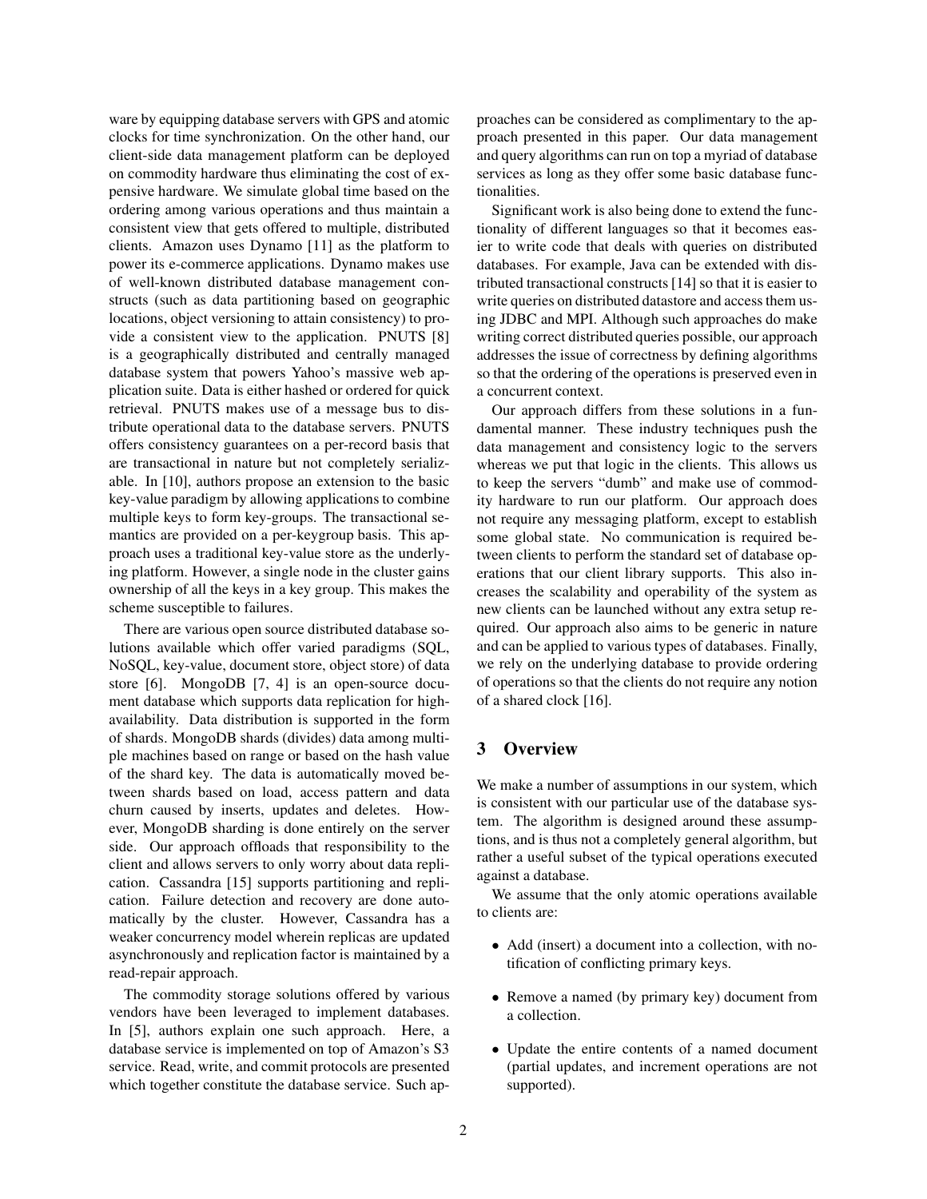ware by equipping database servers with GPS and atomic clocks for time synchronization. On the other hand, our client-side data management platform can be deployed on commodity hardware thus eliminating the cost of expensive hardware. We simulate global time based on the ordering among various operations and thus maintain a consistent view that gets offered to multiple, distributed clients. Amazon uses Dynamo [11] as the platform to power its e-commerce applications. Dynamo makes use of well-known distributed database management constructs (such as data partitioning based on geographic locations, object versioning to attain consistency) to provide a consistent view to the application. PNUTS [8] is a geographically distributed and centrally managed database system that powers Yahoo's massive web application suite. Data is either hashed or ordered for quick retrieval. PNUTS makes use of a message bus to distribute operational data to the database servers. PNUTS offers consistency guarantees on a per-record basis that are transactional in nature but not completely serializable. In [10], authors propose an extension to the basic key-value paradigm by allowing applications to combine multiple keys to form key-groups. The transactional semantics are provided on a per-keygroup basis. This approach uses a traditional key-value store as the underlying platform. However, a single node in the cluster gains ownership of all the keys in a key group. This makes the scheme susceptible to failures.

There are various open source distributed database solutions available which offer varied paradigms (SQL, NoSQL, key-value, document store, object store) of data store [6]. MongoDB [7, 4] is an open-source document database which supports data replication for high-availability. Data distribution is supported in the form of shards. MongoDB shards (divides) data among multiple machines based on range or based on the hash value of the shard key. The data is automatically moved between shards based on load, access pattern and data churn caused by inserts, updates and deletes. However, MongoDB sharding is done entirely on the server side. Our approach offloads that responsibility to the client and allows servers to only worry about data replication. Cassandra [15] supports partitioning and replication. Failure detection and recovery are done automatically by the cluster. However, Cassandra has a weaker concurrency model wherein replicas are updated asynchronously and replication factor is maintained by a read-repair approach.

The commodity storage solutions offered by various vendors have been leveraged to implement databases. In [5], authors explain one such approach. Here, a database service is implemented on top of Amazon's S3 service. Read, write, and commit protocols are presented which together constitute the database service. Such approaches can be considered as complimentary to the approach presented in this paper. Our data management and query algorithms can run on top a myriad of database services as long as they offer some basic database functionalities.

Significant work is also being done to extend the functionality of different languages so that it becomes easier to write code that deals with queries on distributed databases. For example, Java can be extended with distributed transactional constructs [14] so that it is easier to write queries on distributed datastore and access them using JDBC and MPI. Although such approaches do make writing correct distributed queries possible, our approach addresses the issue of correctness by defining algorithms so that the ordering of the operations is preserved even in a concurrent context.

Our approach differs from these solutions in a fundamental manner. These industry techniques push the data management and consistency logic to the servers whereas we put that logic in the clients. This allows us to keep the servers "dumb" and make use of commodity hardware to run our platform. Our approach does not require any messaging platform, except to establish some global state. No communication is required between clients to perform the standard set of database operations that our client library supports. This also increases the scalability and operability of the system as new clients can be launched without any extra setup required. Our approach also aims to be generic in nature and can be applied to various types of databases. Finally, we rely on the underlying database to provide ordering of operations so that the clients do not require any notion of a shared clock [16].

## 3 Overview

We make a number of assumptions in our system, which is consistent with our particular use of the database system. The algorithm is designed around these assumptions, and is thus not a completely general algorithm, but rather a useful subset of the typical operations executed against a database.

We assume that the only atomic operations available to clients are:

- Add (insert) a document into a collection, with notification of conflicting primary keys.
- Remove a named (by primary key) document from a collection.
- Update the entire contents of a named document (partial updates, and increment operations are not supported).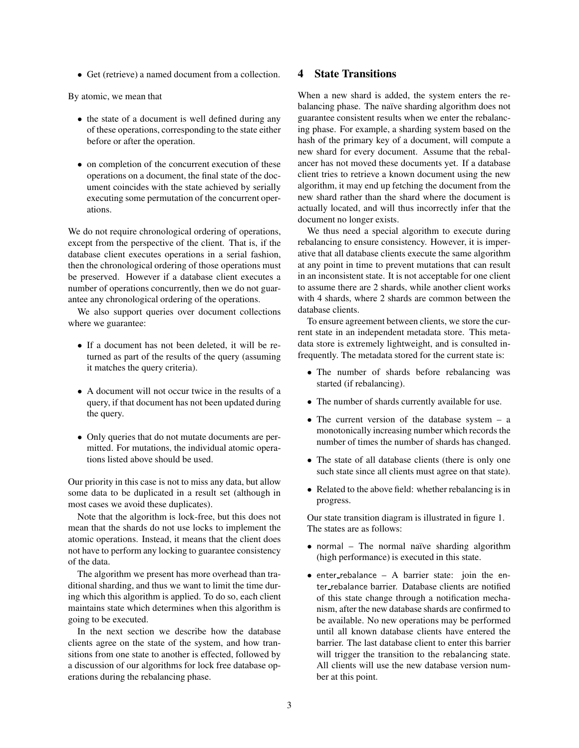- Get (retrieve) a named document from a collection.

By atomic, we mean that

- the state of a document is well defined during any of these operations, corresponding to the state either before or after the operation.
- on completion of the concurrent execution of these operations on a document, the final state of the document coincides with the state achieved by serially executing some permutation of the concurrent operations.

We do not require chronological ordering of operations, except from the perspective of the client. That is, if the database client executes operations in a serial fashion, then the chronological ordering of those operations must be preserved. However if a database client executes a number of operations concurrently, then we do not guarantee any chronological ordering of the operations.

We also support queries over document collections where we guarantee:

- If a document has not been deleted, it will be returned as part of the results of the query (assuming it matches the query criteria).
- A document will not occur twice in the results of a query, if that document has not been updated during the query.
- Only queries that do not mutate documents are permitted. For mutations, the individual atomic operations listed above should be used.

Our priority in this case is not to miss any data, but allow some data to be duplicated in a result set (although in most cases we avoid these duplicates).

Note that the algorithm is lock-free, but this does not mean that the shards do not use locks to implement the atomic operations. Instead, it means that the client does not have to perform any locking to guarantee consistency of the data.

The algorithm we present has more overhead than traditional sharding, and thus we want to limit the time during which this algorithm is applied. To do so, each client maintains state which determines when this algorithm is going to be executed.

In the next section we describe how the database clients agree on the state of the system, and how transitions from one state to another is effected, followed by a discussion of our algorithms for lock free database operations during the rebalancing phase.

## 4 State Transitions

When a new shard is added, the system enters the rebalancing phase. The naïve sharding algorithm does not guarantee consistent results when we enter the rebalancing phase. For example, a sharding system based on the hash of the primary key of a document, will compute a new shard for every document. Assume that the rebalancer has not moved these documents yet. If a database client tries to retrieve a known document using the new algorithm, it may end up fetching the document from the new shard rather than the shard where the document is actually located, and will thus incorrectly infer that the document no longer exists.

We thus need a special algorithm to execute during rebalancing to ensure consistency. However, it is imperative that all database clients execute the same algorithm at any point in time to prevent mutations that can result in an inconsistent state. It is not acceptable for one client to assume there are 2 shards, while another client works with 4 shards, where 2 shards are common between the database clients.

To ensure agreement between clients, we store the current state in an independent metadata store. This metadata store is extremely lightweight, and is consulted infrequently. The metadata stored for the current state is:

- The number of shards before rebalancing was started (if rebalancing).
- The number of shards currently available for use.
- The current version of the database system – a monotonically increasing number which records the number of times the number of shards has changed.
- The state of all database clients (there is only one such state since all clients must agree on that state).
- Related to the above field: whether rebalancing is in progress.

Our state transition diagram is illustrated in figure 1. The states are as follows:

- normal – The normal naïve sharding algorithm (high performance) is executed in this state.
- enter_rebalance – A barrier state: join the enter_rebalance barrier. Database clients are notified of this state change through a notification mechanism, after the new database shards are confirmed to be available. No new operations may be performed until all known database clients have entered the barrier. The last database client to enter this barrier will trigger the transition to the rebalancing state. All clients will use the new database version number at this point.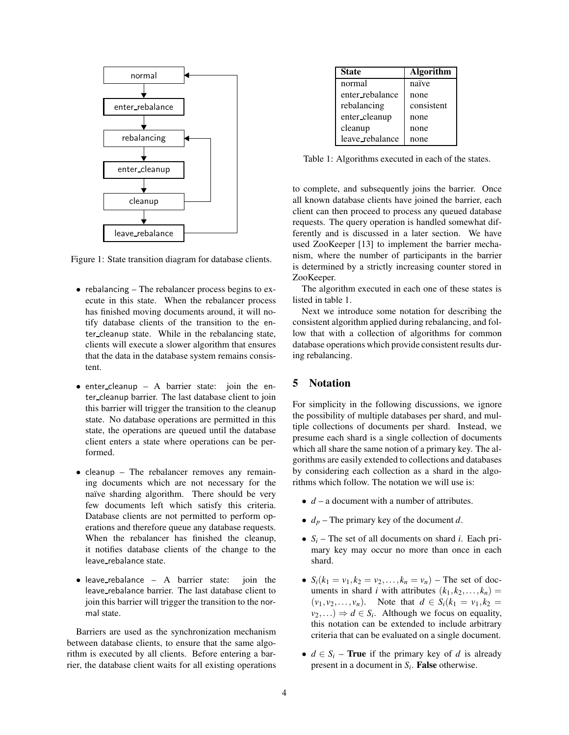Figure 1: State transition diagram for database clients.

- rebalancing – The rebalancer process begins to execute in this state. When the rebalancer process has finished moving documents around, it will notify database clients of the transition to the enter_cleanup state. While in the rebalancing state, clients will execute a slower algorithm that ensures that the data in the database system remains consistent.
- enter_cleanup – A barrier state: join the enter_cleanup barrier. The last database client to join this barrier will trigger the transition to the cleanup state. No database operations are permitted in this state, the operations are queued until the database client enters a state where operations can be performed.
- cleanup – The rebalancer removes any remaining documents which are not necessary for the naïve sharding algorithm. There should be very few documents left which satisfy this criteria. Database clients are not permitted to perform operations and therefore queue any database requests. When the rebalancer has finished the cleanup, it notifies database clients of the change to the leave_rebalance state.
- leave_rebalance – A barrier state: join the leave_rebalance barrier. The last database client to join this barrier will trigger the transition to the normal state.

Barriers are used as the synchronization mechanism between database clients, to ensure that the same algorithm is executed by all clients. Before entering a barrier, the database client waits for all existing operations to complete, and subsequently joins the barrier. Once all known database clients have joined the barrier, each client can then proceed to process any queued database requests. The query operation is handled somewhat differently and is discussed in a later section. We have used ZooKeeper [13] to implement the barrier mechanism, where the number of participants in the barrier is determined by a strictly increasing counter stored in ZooKeeper.

The algorithm executed in each one of these states is listed in table 1.

| State | Algorithm |
|---|---|
| normal | naïve |
| enter_rebalance | none |
| rebalancing | consistent |
| enter_cleanup | none |
| cleanup | none |
| leave_rebalance | none |

Table 1: Algorithms executed in each of the states.

Next we introduce some notation for describing the consistent algorithm applied during rebalancing, and follow that with a collection of algorithms for common database operations which provide consistent results during rebalancing.

## 5 Notation

For simplicity in the following discussions, we ignore the possibility of multiple databases per shard, and multiple collections of documents per shard. Instead, we presume each shard is a single collection of documents which all share the same notion of a primary key. The algorithms are easily extended to collections and databases by considering each collection as a shard in the algorithms which follow. The notation we will use is:

- $d$ – a document with a number of attributes.
- $d_p$ – The primary key of the document $d$.
- $S_i$ – The set of all documents on shard $i$. Each primary key may occur no more than once in each shard.
- $S_i(k_1 = v_1, k_2 = v_2, \ldots, k_n = v_n)$ – The set of documents in shard $i$ with attributes $(k_1, k_2, \ldots, k_n) = (v_1, v_2, \ldots, v_n)$. Note that $d \in S_i(k_1 = v_1, k_2 = v_2, \ldots) \Rightarrow d \in S_i$. Although we focus on equality, this notation can be extended to include arbitrary criteria that can be evaluated on a single document.
- $d \in S_i$ – **True** if the primary key of $d$ is already present in a document in $S_i$. **False** otherwise.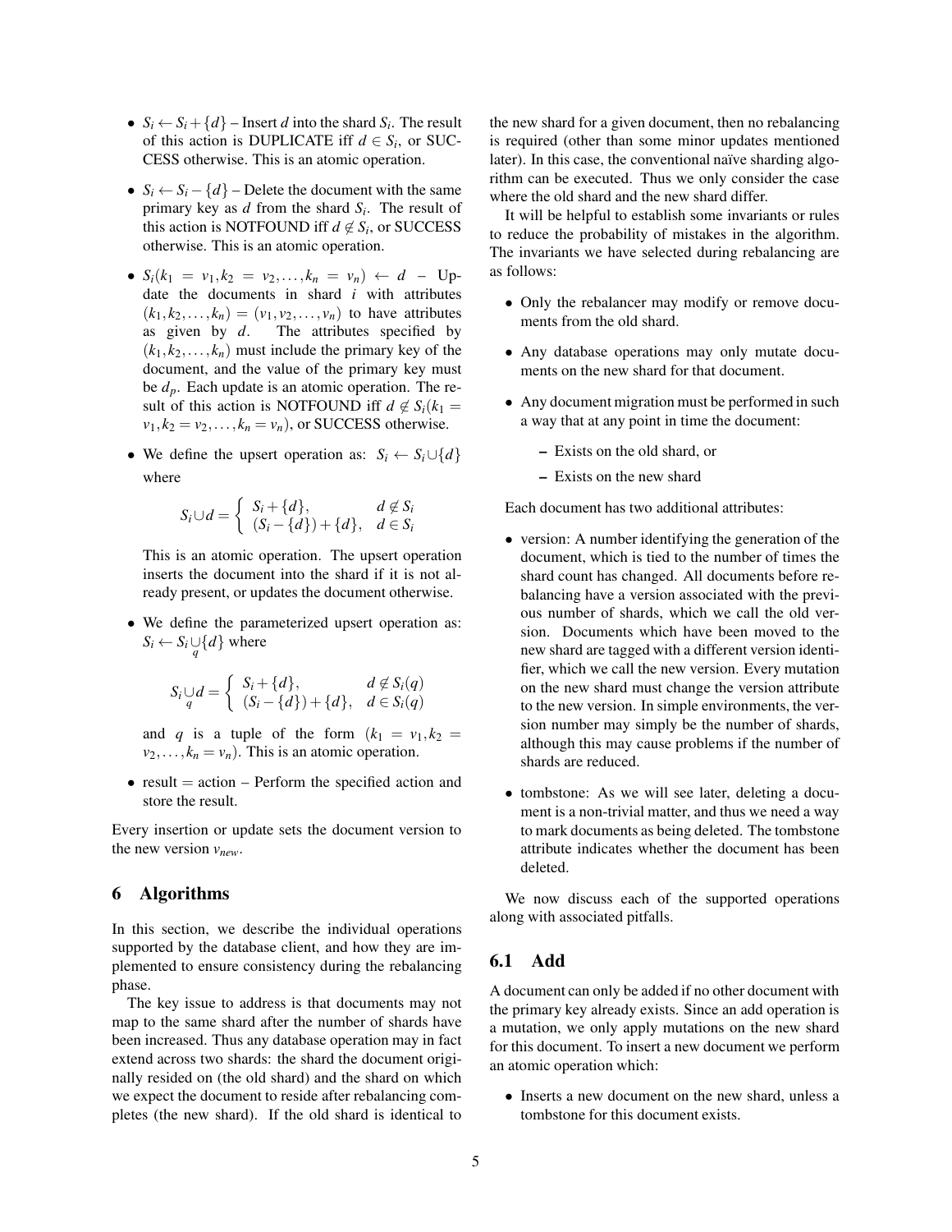- $S_i \leftarrow S_i + \{d\}$ – Insert $d$ into the shard $S_i$. The result of this action is DUPLICATE iff $d \in S_i$, or SUCCESS otherwise. This is an atomic operation.

- $S_i \leftarrow S_i - \{d\}$ – Delete the document with the same primary key as $d$ from the shard $S_i$. The result of this action is NOTFOUND iff $d \notin S_i$, or SUCCESS otherwise. This is an atomic operation.

- $S_i(k_1 = v_1, k_2 = v_2, \ldots, k_n = v_n) \leftarrow d$ – Update the documents in shard $i$ with attributes $(k_1, k_2, \ldots, k_n) = (v_1, v_2, \ldots, v_n)$ to have attributes as given by $d$. The attributes specified by $(k_1, k_2, \ldots, k_n)$ must include the primary key of the document, and the value of the primary key must be $d_p$. Each update is an atomic operation. The result of this action is NOTFOUND iff $d \notin S_i(k_1 = v_1, k_2 = v_2, \ldots, k_n = v_n)$, or SUCCESS otherwise.

- We define the upsert operation as: $S_i \leftarrow S_i \cup\{d\}$ where

$$S_i \cup d = \begin{cases} S_i + \{d\}, & d \notin S_i \\ (S_i - \{d\}) + \{d\}, & d \in S_i \end{cases}$$

  This is an atomic operation. The upsert operation inserts the document into the shard if it is not already present, or updates the document otherwise.

- We define the parameterized upsert operation as: $S_i \leftarrow S_i \underset{q}{\cup} \{d\}$ where

$$S_i \underset{q}{\cup} d = \begin{cases} S_i + \{d\}, & d \notin S_i(q) \\ (S_i - \{d\}) + \{d\}, & d \in S_i(q) \end{cases}$$

  and $q$ is a tuple of the form $(k_1 = v_1, k_2 = v_2, \ldots, k_n = v_n)$. This is an atomic operation.

- result = action – Perform the specified action and store the result.

Every insertion or update sets the document version to the new version $v_{new}$.

## 6 Algorithms

In this section, we describe the individual operations supported by the database client, and how they are implemented to ensure consistency during the rebalancing phase.

The key issue to address is that documents may not map to the same shard after the number of shards have been increased. Thus any database operation may in fact extend across two shards: the shard the document originally resided on (the old shard) and the shard on which we expect the document to reside after rebalancing completes (the new shard). If the old shard is identical to the new shard for a given document, then no rebalancing is required (other than some minor updates mentioned later). In this case, the conventional naïve sharding algorithm can be executed. Thus we only consider the case where the old shard and the new shard differ.

It will be helpful to establish some invariants or rules to reduce the probability of mistakes in the algorithm. The invariants we have selected during rebalancing are as follows:

- Only the rebalancer may modify or remove documents from the old shard.
- Any database operations may only mutate documents on the new shard for that document.
- Any document migration must be performed in such a way that at any point in time the document:
  - Exists on the old shard, or
  - Exists on the new shard

Each document has two additional attributes:

- version: A number identifying the generation of the document, which is tied to the number of times the shard count has changed. All documents before rebalancing have a version associated with the previous number of shards, which we call the old version. Documents which have been moved to the new shard are tagged with a different version identifier, which we call the new version. Every mutation on the new shard must change the version attribute to the new version. In simple environments, the version number may simply be the number of shards, although this may cause problems if the number of shards are reduced.
- tombstone: As we will see later, deleting a document is a non-trivial matter, and thus we need a way to mark documents as being deleted. The tombstone attribute indicates whether the document has been deleted.

We now discuss each of the supported operations along with associated pitfalls.

### 6.1 Add

A document can only be added if no other document with the primary key already exists. Since an add operation is a mutation, we only apply mutations on the new shard for this document. To insert a new document we perform an atomic operation which:

- Inserts a new document on the new shard, unless a tombstone for this document exists.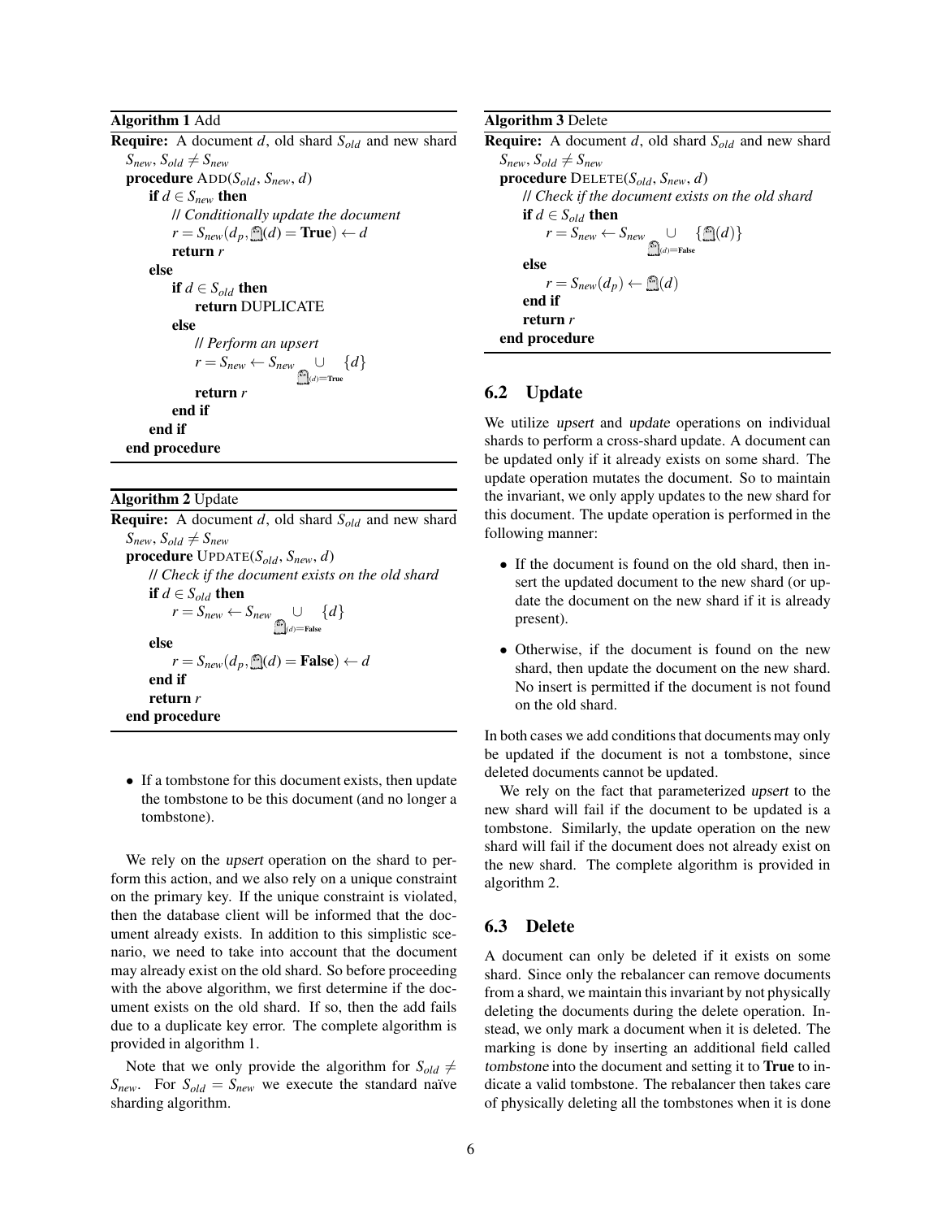**Algorithm 1** Add

**Require:** A document $d$, old shard $S_{old}$ and new shard $S_{new}$, $S_{old} \neq S_{new}$

```
procedure ADD(S_old, S_new, d)
    if d ∈ S_new then
        // Conditionally update the document
        r = S_new(d_p, 👻(d) = True) ← d
        return r
    else
        if d ∈ S_old then
            return DUPLICATE
        else
            // Perform an upsert
            r = S_new ← S_new ∪_{👻(d)=True} {d}
            return r
        end if
    end if
end procedure
```

**Algorithm 2** Update

**Require:** A document $d$, old shard $S_{old}$ and new shard $S_{new}$, $S_{old} \neq S_{new}$

```
procedure UPDATE(S_old, S_new, d)
    // Check if the document exists on the old shard
    if d ∈ S_old then
        r = S_new ← S_new ∪_{👻(d)=False} {d}
    else
        r = S_new(d_p, 👻(d) = False) ← d
    end if
    return r
end procedure
```

- If a tombstone for this document exists, then update the tombstone to be this document (and no longer a tombstone).

We rely on the *upsert* operation on the shard to perform this action, and we also rely on a unique constraint on the primary key. If the unique constraint is violated, then the database client will be informed that the document already exists. In addition to this simplistic scenario, we need to take into account that the document may already exist on the old shard. So before proceeding with the above algorithm, we first determine if the document exists on the old shard. If so, then the add fails due to a duplicate key error. The complete algorithm is provided in algorithm 1.

Note that we only provide the algorithm for $S_{old} \neq S_{new}$. For $S_{old} = S_{new}$ we execute the standard naïve sharding algorithm.

**Algorithm 3** Delete

**Require:** A document $d$, old shard $S_{old}$ and new shard $S_{new}$, $S_{old} \neq S_{new}$

```
procedure DELETE(S_old, S_new, d)
    // Check if the document exists on the old shard
    if d ∈ S_old then
        r = S_new ← S_new ∪_{👻(d)=False} {👻(d)}
    else
        r = S_new(d_p) ← 👻(d)
    end if
    return r
end procedure
```

## 6.2 Update

We utilize *upsert* and *update* operations on individual shards to perform a cross-shard update. A document can be updated only if it already exists on some shard. The update operation mutates the document. So to maintain the invariant, we only apply updates to the new shard for this document. The update operation is performed in the following manner:

- If the document is found on the old shard, then insert the updated document to the new shard (or update the document on the new shard if it is already present).
- Otherwise, if the document is found on the new shard, then update the document on the new shard. No insert is permitted if the document is not found on the old shard.

In both cases we add conditions that documents may only be updated if the document is not a tombstone, since deleted documents cannot be updated.

We rely on the fact that parameterized *upsert* to the new shard will fail if the document to be updated is a tombstone. Similarly, the update operation on the new shard will fail if the document does not already exist on the new shard. The complete algorithm is provided in algorithm 2.

## 6.3 Delete

A document can only be deleted if it exists on some shard. Since only the rebalancer can remove documents from a shard, we maintain this invariant by not physically deleting the documents during the delete operation. Instead, we only mark a document when it is deleted. The marking is done by inserting an additional field called *tombstone* into the document and setting it to **True** to indicate a valid tombstone. The rebalancer then takes care of physically deleting all the tombstones when it is done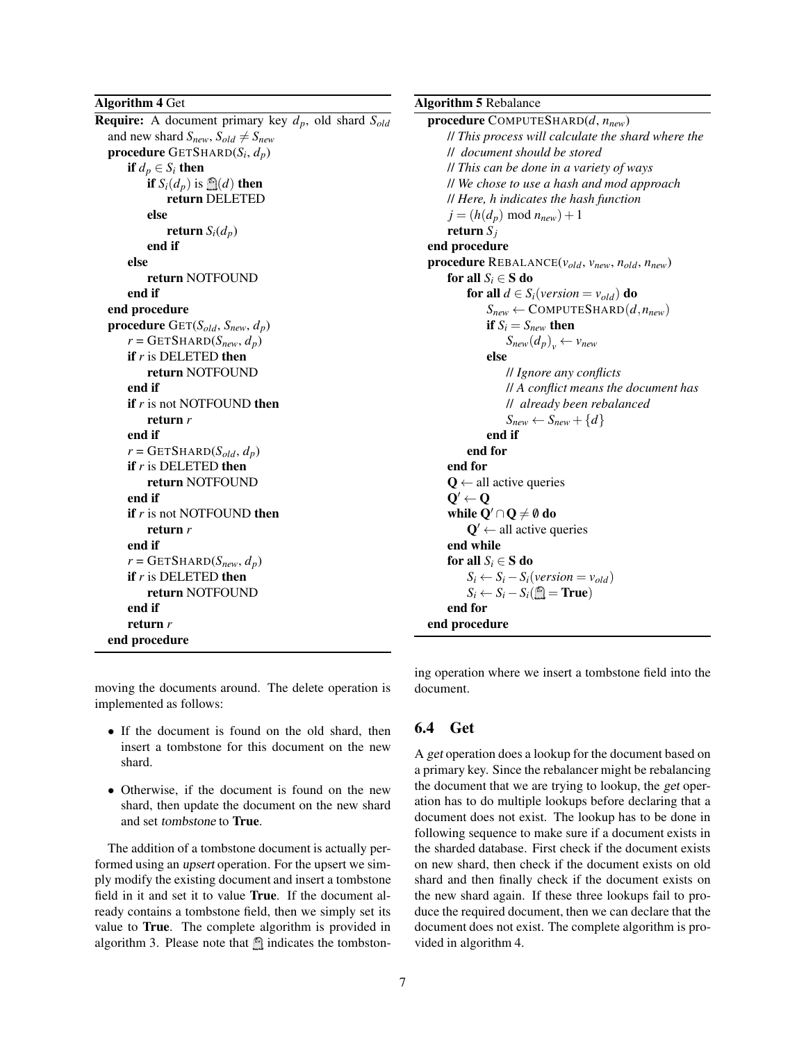**Algorithm 4** Get

```
Require: A document primary key d_p, old shard S_old
  and new shard S_new, S_old ≠ S_new
  procedure GETSHARD(S_i, d_p)
      if d_p ∈ S_i then
          if S_i(d_p) is 🪦(d) then
              return DELETED
          else
              return S_i(d_p)
          end if
      else
          return NOTFOUND
      end if
  end procedure
  procedure GET(S_old, S_new, d_p)
      r = GETSHARD(S_new, d_p)
      if r is DELETED then
          return NOTFOUND
      end if
      if r is not NOTFOUND then
          return r
      end if
      r = GETSHARD(S_old, d_p)
      if r is DELETED then
          return NOTFOUND
      end if
      if r is not NOTFOUND then
          return r
      end if
      r = GETSHARD(S_new, d_p)
      if r is DELETED then
          return NOTFOUND
      end if
      return r
  end procedure
```

**Algorithm 5** Rebalance

```
  procedure COMPUTESHARD(d, n_new)
      // This process will calculate the shard where the
      //  document should be stored
      // This can be done in a variety of ways
      // We chose to use a hash and mod approach
      // Here, h indicates the hash function
      j = (h(d_p) mod n_new) + 1
      return S_j
  end procedure
  procedure REBALANCE(v_old, v_new, n_old, n_new)
      for all S_i ∈ S do
          for all d ∈ S_i(version = v_old) do
              S_new ← COMPUTESHARD(d, n_new)
              if S_i = S_new then
                  S_new(d_p)_v ← v_new
              else
                  // Ignore any conflicts
                  // A conflict means the document has
                  //  already been rebalanced
                  S_new ← S_new + {d}
              end if
          end for
      end for
      Q ← all active queries
      Q' ← Q
      while Q' ∩ Q ≠ ∅ do
          Q' ← all active queries
      end while
      for all S_i ∈ S do
          S_i ← S_i − S_i(version = v_old)
          S_i ← S_i − S_i(🪦 = True)
      end for
  end procedure
```

moving the documents around. The delete operation is implemented as follows:

- If the document is found on the old shard, then insert a tombstone for this document on the new shard.
- Otherwise, if the document is found on the new shard, then update the document on the new shard and set *tombstone* to **True**.

The addition of a tombstone document is actually performed using an *upsert* operation. For the upsert we simply modify the existing document and insert a tombstone field in it and set it to value **True**. If the document already contains a tombstone field, then we simply set its value to **True**. The complete algorithm is provided in algorithm 3. Please note that 🪦 indicates the tombstoning operation where we insert a tombstone field into the document.

## 6.4 Get

A *get* operation does a lookup for the document based on a primary key. Since the rebalancer might be rebalancing the document that we are trying to lookup, the *get* operation has to do multiple lookups before declaring that a document does not exist. The lookup has to be done in following sequence to make sure if a document exists in the sharded database. First check if the document exists on new shard, then check if the document exists on old shard and then finally check if the document exists on the new shard again. If these three lookups fail to produce the required document, then we can declare that the document does not exist. The complete algorithm is provided in algorithm 4.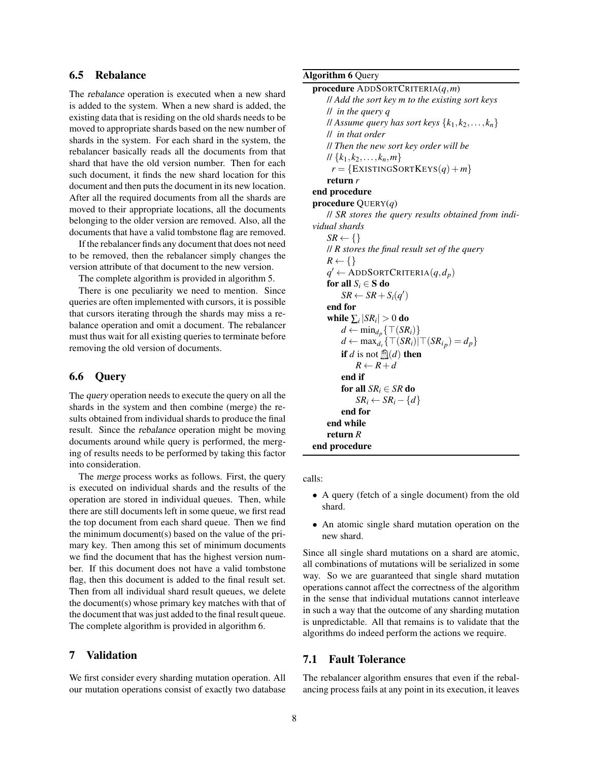### 6.5 Rebalance

The *rebalance* operation is executed when a new shard is added to the system. When a new shard is added, the existing data that is residing on the old shards needs to be moved to appropriate shards based on the new number of shards in the system. For each shard in the system, the rebalancer basically reads all the documents from that shard that have the old version number. Then for each such document, it finds the new shard location for this document and then puts the document in its new location. After all the required documents from all the shards are moved to their appropriate locations, all the documents belonging to the older version are removed. Also, all the documents that have a valid tombstone flag are removed.

If the rebalancer finds any document that does not need to be removed, then the rebalancer simply changes the version attribute of that document to the new version.

The complete algorithm is provided in algorithm 5.

There is one peculiarity we need to mention. Since queries are often implemented with cursors, it is possible that cursors iterating through the shards may miss a rebalance operation and omit a document. The rebalancer must thus wait for all existing queries to terminate before removing the old version of documents.

### 6.6 Query

The *query* operation needs to execute the query on all the shards in the system and then combine (merge) the results obtained from individual shards to produce the final result. Since the *rebalance* operation might be moving documents around while query is performed, the merging of results needs to be performed by taking this factor into consideration.

The *merge* process works as follows. First, the query is executed on individual shards and the results of the operation are stored in individual queues. Then, while there are still documents left in some queue, we first read the top document from each shard queue. Then we find the minimum document(s) based on the value of the primary key. Then among this set of minimum documents we find the document that has the highest version number. If this document does not have a valid tombstone flag, then this document is added to the final result set. Then from all individual shard result queues, we delete the document(s) whose primary key matches with that of the document that was just added to the final result queue. The complete algorithm is provided in algorithm 6.

**Algorithm 6** Query

```
procedure ADDSORTCRITERIA(q, m)
    // Add the sort key m to the existing sort keys
    //  in the query q
    // Assume query has sort keys {k_1, k_2, ..., k_n}
    //  in that order
    // Then the new sort key order will be
    // {k_1, k_2, ..., k_n, m}
    r = {EXISTINGSORTKEYS(q) + m}
    return r
end procedure
procedure QUERY(q)
    // SR stores the query results obtained from individual shards
    SR ← {}
    // R stores the final result set of the query
    R ← {}
    q' ← ADDSORTCRITERIA(q, d_p)
    for all S_i ∈ S do
        SR ← SR + S_i(q')
    end for
    while Σ_i |SR_i| > 0 do
        d ← min_{d_p} {⊤(SR_i)}
        d ← max_{d_v} {⊤(SR_i) | ⊤(SR_i_p) = d_p}
        if d is not 🪦(d) then
            R ← R + d
        end if
        for all SR_i ∈ SR do
            SR_i ← SR_i − {d}
        end for
    end while
    return R
end procedure
```

## 7 Validation

We first consider every sharding mutation operation. All our mutation operations consist of exactly two database calls:

- A query (fetch of a single document) from the old shard.
- An atomic single shard mutation operation on the new shard.

Since all single shard mutations on a shard are atomic, all combinations of mutations will be serialized in some way. So we are guaranteed that single shard mutation operations cannot affect the correctness of the algorithm in the sense that individual mutations cannot interleave in such a way that the outcome of any sharding mutation is unpredictable. All that remains is to validate that the algorithms do indeed perform the actions we require.

### 7.1 Fault Tolerance

The rebalancer algorithm ensures that even if the rebalancing process fails at any point in its execution, it leaves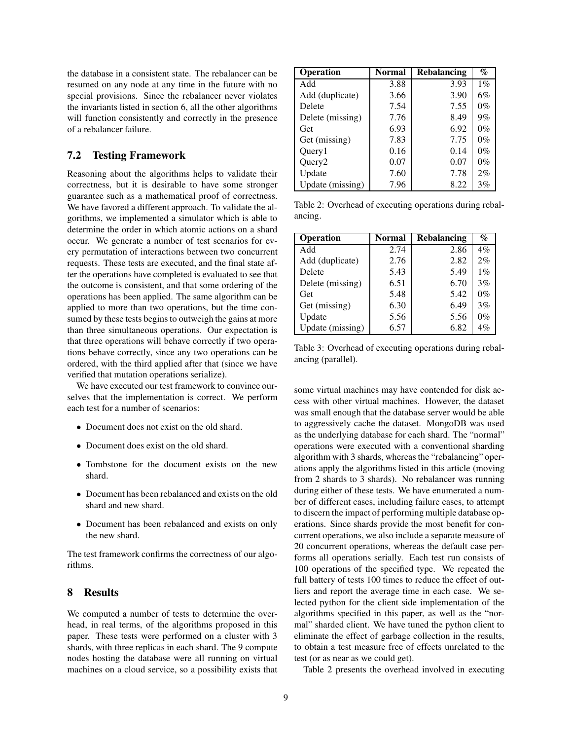the database in a consistent state. The rebalancer can be resumed on any node at any time in the future with no special provisions. Since the rebalancer never violates the invariants listed in section 6, all the other algorithms will function consistently and correctly in the presence of a rebalancer failure.

## 7.2 Testing Framework

Reasoning about the algorithms helps to validate their correctness, but it is desirable to have some stronger guarantee such as a mathematical proof of correctness. We have favored a different approach. To validate the algorithms, we implemented a simulator which is able to determine the order in which atomic actions on a shard occur. We generate a number of test scenarios for every permutation of interactions between two concurrent requests. These tests are executed, and the final state after the operations have completed is evaluated to see that the outcome is consistent, and that some ordering of the operations has been applied. The same algorithm can be applied to more than two operations, but the time consumed by these tests begins to outweigh the gains at more than three simultaneous operations. Our expectation is that three operations will behave correctly if two operations behave correctly, since any two operations can be ordered, with the third applied after that (since we have verified that mutation operations serialize).

We have executed our test framework to convince ourselves that the implementation is correct. We perform each test for a number of scenarios:

- Document does not exist on the old shard.
- Document does exist on the old shard.
- Tombstone for the document exists on the new shard.
- Document has been rebalanced and exists on the old shard and new shard.
- Document has been rebalanced and exists on only the new shard.

The test framework confirms the correctness of our algorithms.

# 8 Results

We computed a number of tests to determine the overhead, in real terms, of the algorithms proposed in this paper. These tests were performed on a cluster with 3 shards, with three replicas in each shard. The 9 compute nodes hosting the database were all running on virtual machines on a cloud service, so a possibility exists that some virtual machines may have contended for disk access with other virtual machines. However, the dataset was small enough that the database server would be able to aggressively cache the dataset. MongoDB was used as the underlying database for each shard. The "normal" operations were executed with a conventional sharding algorithm with 3 shards, whereas the "rebalancing" operations apply the algorithms listed in this article (moving from 2 shards to 3 shards). No rebalancer was running during either of these tests. We have enumerated a number of different cases, including failure cases, to attempt to discern the impact of performing multiple database operations. Since shards provide the most benefit for concurrent operations, we also include a separate measure of 20 concurrent operations, whereas the default case performs all operations serially. Each test run consists of 100 operations of the specified type. We repeated the full battery of tests 100 times to reduce the effect of outliers and report the average time in each case. We selected python for the client side implementation of the algorithms specified in this paper, as well as the "normal" sharded client. We have tuned the python client to eliminate the effect of garbage collection in the results, to obtain a test measure free of effects unrelated to the test (or as near as we could get).

Table 2 presents the overhead involved in executing

| Operation | Normal | Rebalancing | % |
|---|---|---|---|
| Add | 3.88 | 3.93 | 1% |
| Add (duplicate) | 3.66 | 3.90 | 6% |
| Delete | 7.54 | 7.55 | 0% |
| Delete (missing) | 7.76 | 8.49 | 9% |
| Get | 6.93 | 6.92 | 0% |
| Get (missing) | 7.83 | 7.75 | 0% |
| Query1 | 0.16 | 0.14 | 0% |
| Query2 | 0.07 | 0.07 | 0% |
| Update | 7.60 | 7.78 | 2% |
| Update (missing) | 7.96 | 8.22 | 3% |

Table 2: Overhead of executing operations during rebalancing.

| Operation | Normal | Rebalancing | % |
|---|---|---|---|
| Add | 2.74 | 2.86 | 4% |
| Add (duplicate) | 2.76 | 2.82 | 2% |
| Delete | 5.43 | 5.49 | 1% |
| Delete (missing) | 6.51 | 6.70 | 3% |
| Get | 5.48 | 5.42 | 0% |
| Get (missing) | 6.30 | 6.49 | 3% |
| Update | 5.56 | 5.56 | 0% |
| Update (missing) | 6.57 | 6.82 | 4% |

Table 3: Overhead of executing operations during rebalancing (parallel).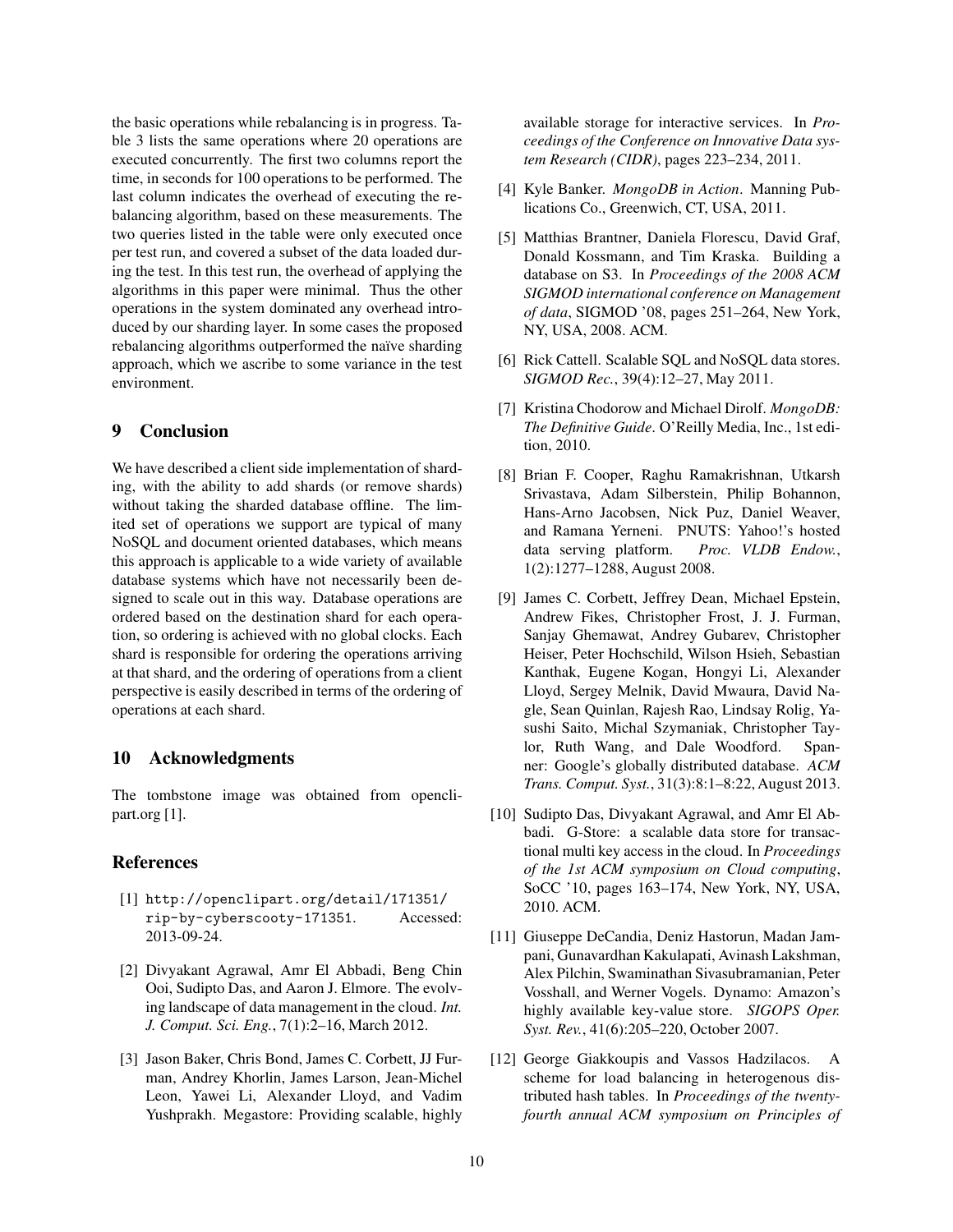the basic operations while rebalancing is in progress. Table 3 lists the same operations where 20 operations are executed concurrently. The first two columns report the time, in seconds for 100 operations to be performed. The last column indicates the overhead of executing the rebalancing algorithm, based on these measurements. The two queries listed in the table were only executed once per test run, and covered a subset of the data loaded during the test. In this test run, the overhead of applying the algorithms in this paper were minimal. Thus the other operations in the system dominated any overhead introduced by our sharding layer. In some cases the proposed rebalancing algorithms outperformed the naïve sharding approach, which we ascribe to some variance in the test environment.

## 9 Conclusion

We have described a client side implementation of sharding, with the ability to add shards (or remove shards) without taking the sharded database offline. The limited set of operations we support are typical of many NoSQL and document oriented databases, which means this approach is applicable to a wide variety of available database systems which have not necessarily been designed to scale out in this way. Database operations are ordered based on the destination shard for each operation, so ordering is achieved with no global clocks. Each shard is responsible for ordering the operations arriving at that shard, and the ordering of operations from a client perspective is easily described in terms of the ordering of operations at each shard.

## 10 Acknowledgments

The tombstone image was obtained from openclipart.org [1].

## References

[1] `http://openclipart.org/detail/171351/rip-by-cyberscooty-171351`. Accessed: 2013-09-24.

[2] Divyakant Agrawal, Amr El Abbadi, Beng Chin Ooi, Sudipto Das, and Aaron J. Elmore. The evolving landscape of data management in the cloud. *Int. J. Comput. Sci. Eng.*, 7(1):2–16, March 2012.

[3] Jason Baker, Chris Bond, James C. Corbett, JJ Furman, Andrey Khorlin, James Larson, Jean-Michel Leon, Yawei Li, Alexander Lloyd, and Vadim Yushprakh. Megastore: Providing scalable, highly available storage for interactive services. In *Proceedings of the Conference on Innovative Data system Research (CIDR)*, pages 223–234, 2011.

[4] Kyle Banker. *MongoDB in Action*. Manning Publications Co., Greenwich, CT, USA, 2011.

[5] Matthias Brantner, Daniela Florescu, David Graf, Donald Kossmann, and Tim Kraska. Building a database on S3. In *Proceedings of the 2008 ACM SIGMOD international conference on Management of data*, SIGMOD '08, pages 251–264, New York, NY, USA, 2008. ACM.

[6] Rick Cattell. Scalable SQL and NoSQL data stores. *SIGMOD Rec.*, 39(4):12–27, May 2011.

[7] Kristina Chodorow and Michael Dirolf. *MongoDB: The Definitive Guide*. O'Reilly Media, Inc., 1st edition, 2010.

[8] Brian F. Cooper, Raghu Ramakrishnan, Utkarsh Srivastava, Adam Silberstein, Philip Bohannon, Hans-Arno Jacobsen, Nick Puz, Daniel Weaver, and Ramana Yerneni. PNUTS: Yahoo!'s hosted data serving platform. *Proc. VLDB Endow.*, 1(2):1277–1288, August 2008.

[9] James C. Corbett, Jeffrey Dean, Michael Epstein, Andrew Fikes, Christopher Frost, J. J. Furman, Sanjay Ghemawat, Andrey Gubarev, Christopher Heiser, Peter Hochschild, Wilson Hsieh, Sebastian Kanthak, Eugene Kogan, Hongyi Li, Alexander Lloyd, Sergey Melnik, David Mwaura, David Nagle, Sean Quinlan, Rajesh Rao, Lindsay Rolig, Yasushi Saito, Michal Szymaniak, Christopher Taylor, Ruth Wang, and Dale Woodford. Spanner: Google's globally distributed database. *ACM Trans. Comput. Syst.*, 31(3):8:1–8:22, August 2013.

[10] Sudipto Das, Divyakant Agrawal, and Amr El Abbadi. G-Store: a scalable data store for transactional multi key access in the cloud. In *Proceedings of the 1st ACM symposium on Cloud computing*, SoCC '10, pages 163–174, New York, NY, USA, 2010. ACM.

[11] Giuseppe DeCandia, Deniz Hastorun, Madan Jampani, Gunavardhan Kakulapati, Avinash Lakshman, Alex Pilchin, Swaminathan Sivasubramanian, Peter Vosshall, and Werner Vogels. Dynamo: Amazon's highly available key-value store. *SIGOPS Oper. Syst. Rev.*, 41(6):205–220, October 2007.

[12] George Giakkoupis and Vassos Hadzilacos. A scheme for load balancing in heterogenous distributed hash tables. In *Proceedings of the twenty-fourth annual ACM symposium on Principles of*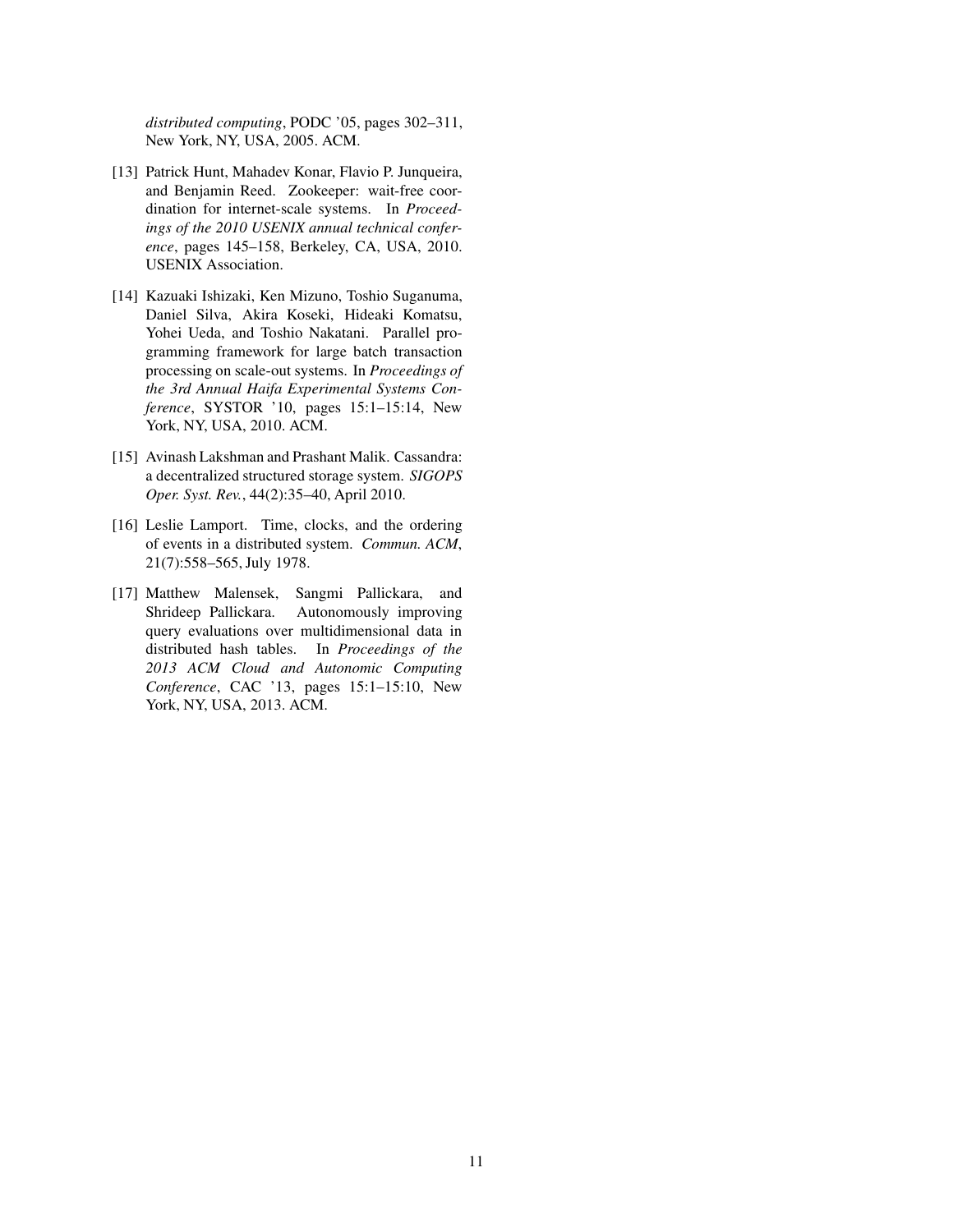*distributed computing*, PODC '05, pages 302–311, New York, NY, USA, 2005. ACM.

[13] Patrick Hunt, Mahadev Konar, Flavio P. Junqueira, and Benjamin Reed. Zookeeper: wait-free coordination for internet-scale systems. In *Proceedings of the 2010 USENIX annual technical conference*, pages 145–158, Berkeley, CA, USA, 2010. USENIX Association.

[14] Kazuaki Ishizaki, Ken Mizuno, Toshio Suganuma, Daniel Silva, Akira Koseki, Hideaki Komatsu, Yohei Ueda, and Toshio Nakatani. Parallel programming framework for large batch transaction processing on scale-out systems. In *Proceedings of the 3rd Annual Haifa Experimental Systems Conference*, SYSTOR '10, pages 15:1–15:14, New York, NY, USA, 2010. ACM.

[15] Avinash Lakshman and Prashant Malik. Cassandra: a decentralized structured storage system. *SIGOPS Oper. Syst. Rev.*, 44(2):35–40, April 2010.

[16] Leslie Lamport. Time, clocks, and the ordering of events in a distributed system. *Commun. ACM*, 21(7):558–565, July 1978.

[17] Matthew Malensek, Sangmi Pallickara, and Shrideep Pallickara. Autonomously improving query evaluations over multidimensional data in distributed hash tables. In *Proceedings of the 2013 ACM Cloud and Autonomic Computing Conference*, CAC '13, pages 15:1–15:10, New York, NY, USA, 2013. ACM.